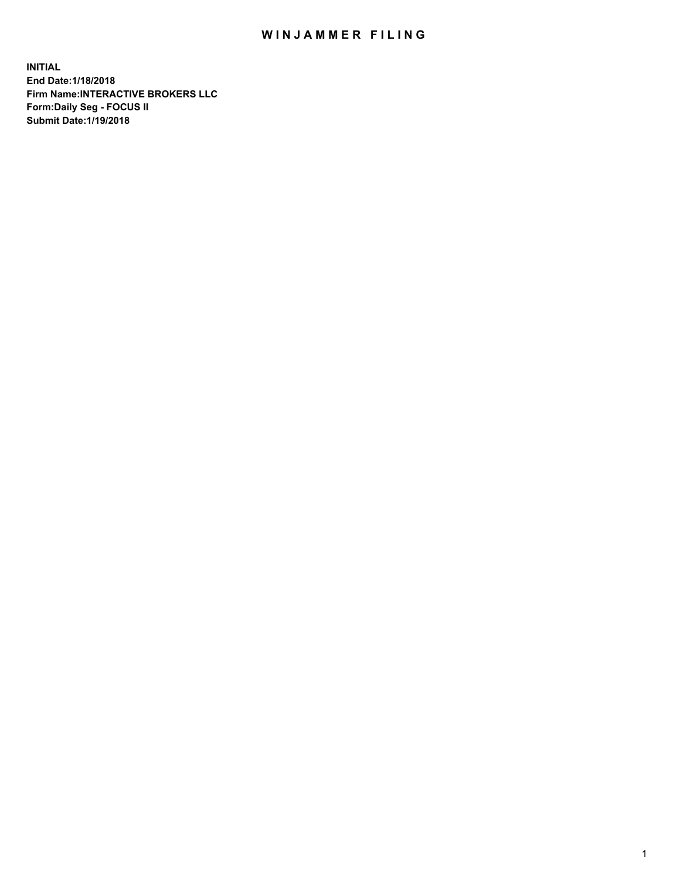# WINJAMMER FILING

**INITIAL**
**End Date:1/18/2018**
**Firm Name:INTERACTIVE BROKERS LLC**
**Form:Daily Seg - FOCUS II**
**Submit Date:1/19/2018**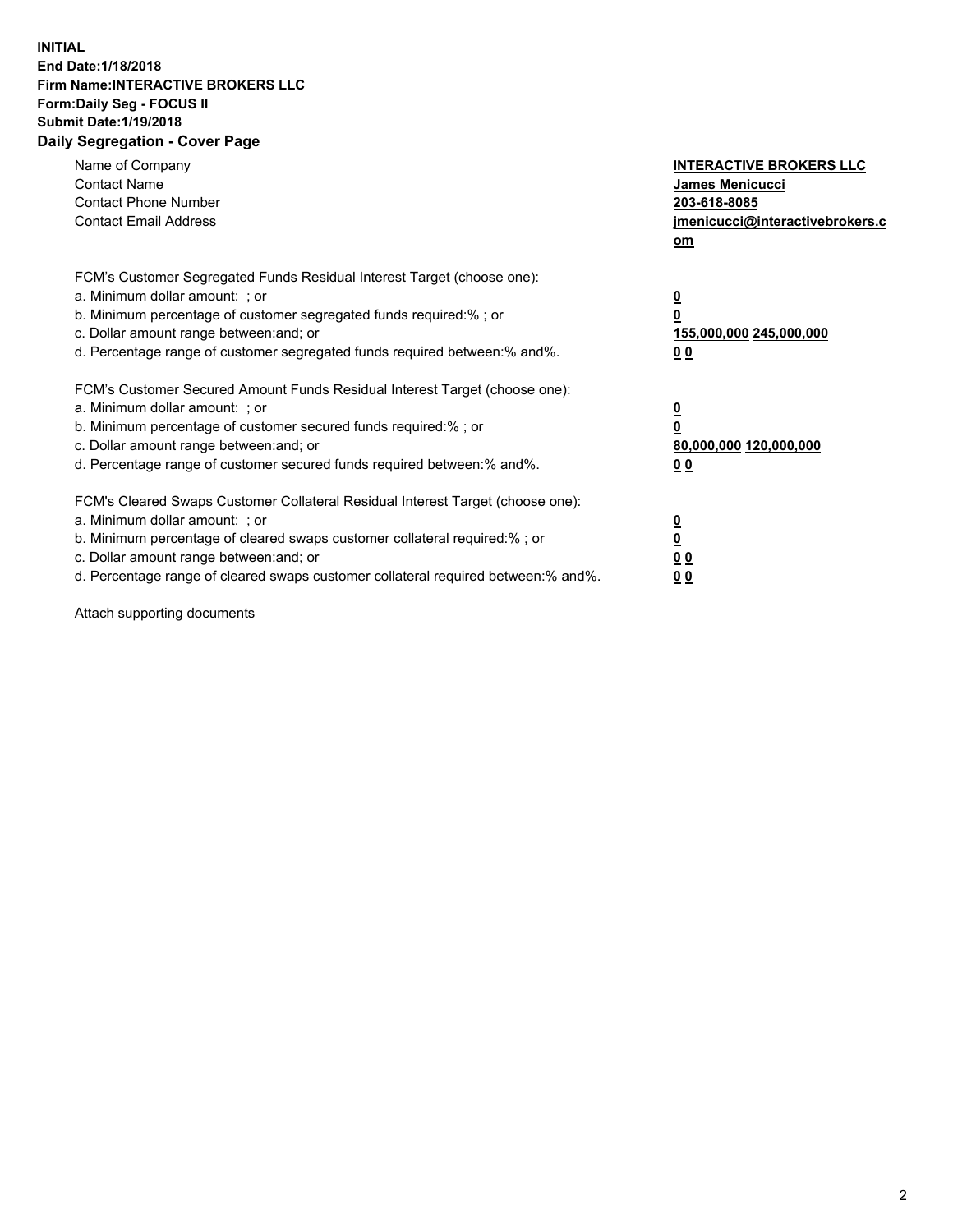**INITIAL**
**End Date:1/18/2018**
**Firm Name:INTERACTIVE BROKERS LLC**
**Form:Daily Seg - FOCUS II**
**Submit Date:1/19/2018**
**Daily Segregation - Cover Page**

| | |
|---|---|
| Name of Company | **INTERACTIVE BROKERS LLC** |
| Contact Name | **James Menicucci** |
| Contact Phone Number | **203-618-8085** |
| Contact Email Address | **jmenicucci@interactivebrokers.com** |

FCM's Customer Segregated Funds Residual Interest Target (choose one):

| | |
|---|---|
| a. Minimum dollar amount: ; or | **0** |
| b. Minimum percentage of customer segregated funds required:% ; or | **0** |
| c. Dollar amount range between:and; or | **155,000,000 245,000,000** |
| d. Percentage range of customer segregated funds required between:% and%. | **0 0** |

FCM's Customer Secured Amount Funds Residual Interest Target (choose one):

| | |
|---|---|
| a. Minimum dollar amount: ; or | **0** |
| b. Minimum percentage of customer secured funds required:% ; or | **0** |
| c. Dollar amount range between:and; or | **80,000,000 120,000,000** |
| d. Percentage range of customer secured funds required between:% and%. | **0 0** |

FCM's Cleared Swaps Customer Collateral Residual Interest Target (choose one):

| | |
|---|---|
| a. Minimum dollar amount: ; or | **0** |
| b. Minimum percentage of cleared swaps customer collateral required:% ; or | **0** |
| c. Dollar amount range between:and; or | **0 0** |
| d. Percentage range of cleared swaps customer collateral required between:% and%. | **0 0** |

Attach supporting documents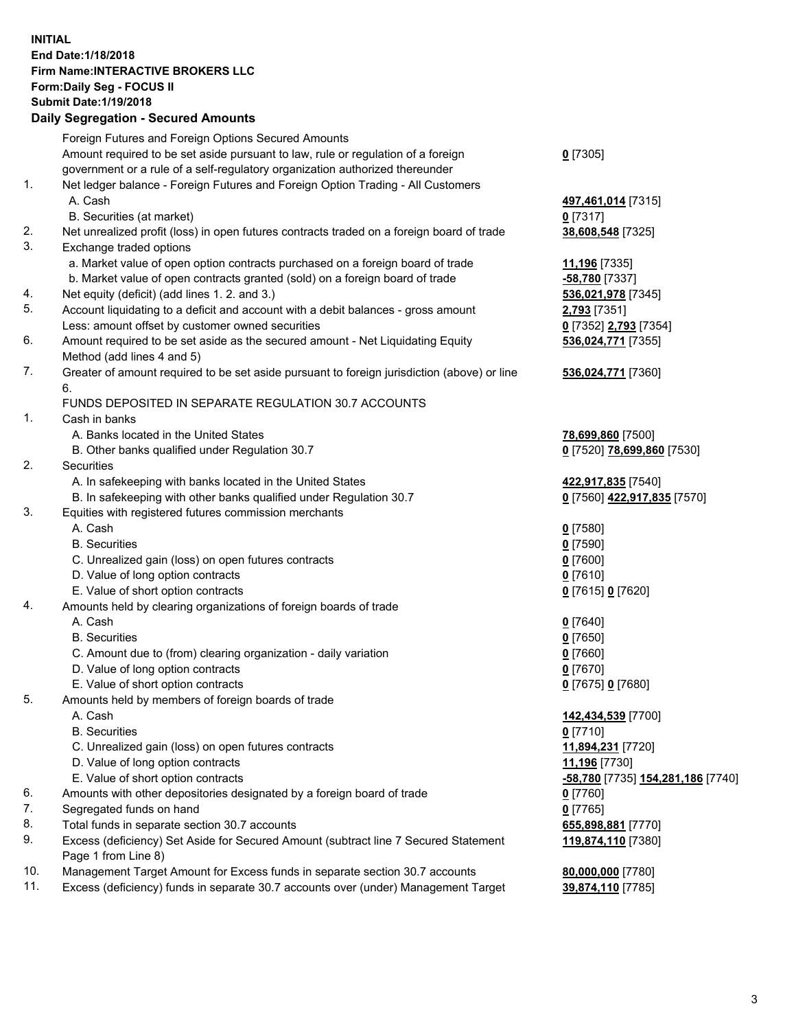**INITIAL**
**End Date:1/18/2018**
**Firm Name:INTERACTIVE BROKERS LLC**
**Form:Daily Seg - FOCUS II**
**Submit Date:1/19/2018**

## Daily Segregation - Secured Amounts

| | | |
|---|---|---|
| | Foreign Futures and Foreign Options Secured Amounts | |
| | Amount required to be set aside pursuant to law, rule or regulation of a foreign government or a rule of a self-regulatory organization authorized thereunder | **0** [7305] |
| 1. | Net ledger balance - Foreign Futures and Foreign Option Trading - All Customers | |
| | A. Cash | **497,461,014** [7315] |
| | B. Securities (at market) | **0** [7317] |
| 2. | Net unrealized profit (loss) in open futures contracts traded on a foreign board of trade | **38,608,548** [7325] |
| 3. | Exchange traded options | |
| | a. Market value of open option contracts purchased on a foreign board of trade | **11,196** [7335] |
| | b. Market value of open contracts granted (sold) on a foreign board of trade | **-58,780** [7337] |
| 4. | Net equity (deficit) (add lines 1. 2. and 3.) | **536,021,978** [7345] |
| 5. | Account liquidating to a deficit and account with a debit balances - gross amount | **2,793** [7351] |
| | Less: amount offset by customer owned securities | **0** [7352] **2,793** [7354] |
| 6. | Amount required to be set aside as the secured amount - Net Liquidating Equity Method (add lines 4 and 5) | **536,024,771** [7355] |
| 7. | Greater of amount required to be set aside pursuant to foreign jurisdiction (above) or line 6. | **536,024,771** [7360] |
| | FUNDS DEPOSITED IN SEPARATE REGULATION 30.7 ACCOUNTS | |
| 1. | Cash in banks | |
| | A. Banks located in the United States | **78,699,860** [7500] |
| | B. Other banks qualified under Regulation 30.7 | **0** [7520] **78,699,860** [7530] |
| 2. | Securities | |
| | A. In safekeeping with banks located in the United States | **422,917,835** [7540] |
| | B. In safekeeping with other banks qualified under Regulation 30.7 | **0** [7560] **422,917,835** [7570] |
| 3. | Equities with registered futures commission merchants | |
| | A. Cash | **0** [7580] |
| | B. Securities | **0** [7590] |
| | C. Unrealized gain (loss) on open futures contracts | **0** [7600] |
| | D. Value of long option contracts | **0** [7610] |
| | E. Value of short option contracts | **0** [7615] **0** [7620] |
| 4. | Amounts held by clearing organizations of foreign boards of trade | |
| | A. Cash | **0** [7640] |
| | B. Securities | **0** [7650] |
| | C. Amount due to (from) clearing organization - daily variation | **0** [7660] |
| | D. Value of long option contracts | **0** [7670] |
| | E. Value of short option contracts | **0** [7675] **0** [7680] |
| 5. | Amounts held by members of foreign boards of trade | |
| | A. Cash | **142,434,539** [7700] |
| | B. Securities | **0** [7710] |
| | C. Unrealized gain (loss) on open futures contracts | **11,894,231** [7720] |
| | D. Value of long option contracts | **11,196** [7730] |
| | E. Value of short option contracts | **-58,780** [7735] **154,281,186** [7740] |
| 6. | Amounts with other depositories designated by a foreign board of trade | **0** [7760] |
| 7. | Segregated funds on hand | **0** [7765] |
| 8. | Total funds in separate section 30.7 accounts | **655,898,881** [7770] |
| 9. | Excess (deficiency) Set Aside for Secured Amount (subtract line 7 Secured Statement Page 1 from Line 8) | **119,874,110** [7380] |
| 10. | Management Target Amount for Excess funds in separate section 30.7 accounts | **80,000,000** [7780] |
| 11. | Excess (deficiency) funds in separate 30.7 accounts over (under) Management Target | **39,874,110** [7785] |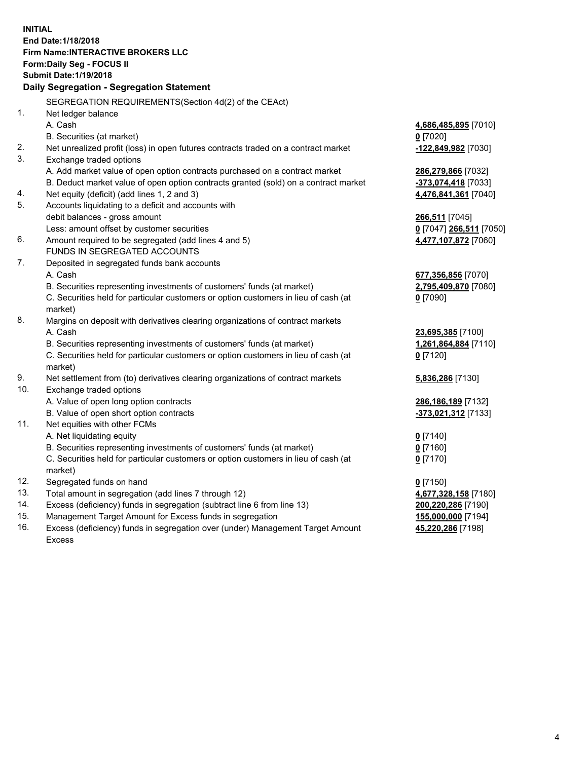**INITIAL**
**End Date:1/18/2018**
**Firm Name:INTERACTIVE BROKERS LLC**
**Form:Daily Seg - FOCUS II**
**Submit Date:1/19/2018**

**Daily Segregation - Segregation Statement**

| | SEGREGATION REQUIREMENTS(Section 4d(2) of the CEAct) | |
|---|---|---|
| 1. | Net ledger balance | |
| | A. Cash | **4,686,485,895** [7010] |
| | B. Securities (at market) | **0** [7020] |
| 2. | Net unrealized profit (loss) in open futures contracts traded on a contract market | **-122,849,982** [7030] |
| 3. | Exchange traded options | |
| | A. Add market value of open option contracts purchased on a contract market | **286,279,866** [7032] |
| | B. Deduct market value of open option contracts granted (sold) on a contract market | **-373,074,418** [7033] |
| 4. | Net equity (deficit) (add lines 1, 2 and 3) | **4,476,841,361** [7040] |
| 5. | Accounts liquidating to a deficit and accounts with debit balances - gross amount | **266,511** [7045] |
| | Less: amount offset by customer securities | **0** [7047] **266,511** [7050] |
| 6. | Amount required to be segregated (add lines 4 and 5) | **4,477,107,872** [7060] |
| | FUNDS IN SEGREGATED ACCOUNTS | |
| 7. | Deposited in segregated funds bank accounts | |
| | A. Cash | **677,356,856** [7070] |
| | B. Securities representing investments of customers' funds (at market) | **2,795,409,870** [7080] |
| | C. Securities held for particular customers or option customers in lieu of cash (at market) | **0** [7090] |
| 8. | Margins on deposit with derivatives clearing organizations of contract markets | |
| | A. Cash | **23,695,385** [7100] |
| | B. Securities representing investments of customers' funds (at market) | **1,261,864,884** [7110] |
| | C. Securities held for particular customers or option customers in lieu of cash (at market) | **0** [7120] |
| 9. | Net settlement from (to) derivatives clearing organizations of contract markets | **5,836,286** [7130] |
| 10. | Exchange traded options | |
| | A. Value of open long option contracts | **286,186,189** [7132] |
| | B. Value of open short option contracts | **-373,021,312** [7133] |
| 11. | Net equities with other FCMs | |
| | A. Net liquidating equity | **0** [7140] |
| | B. Securities representing investments of customers' funds (at market) | **0** [7160] |
| | C. Securities held for particular customers or option customers in lieu of cash (at market) | **0** [7170] |
| 12. | Segregated funds on hand | **0** [7150] |
| 13. | Total amount in segregation (add lines 7 through 12) | **4,677,328,158** [7180] |
| 14. | Excess (deficiency) funds in segregation (subtract line 6 from line 13) | **200,220,286** [7190] |
| 15. | Management Target Amount for Excess funds in segregation | **155,000,000** [7194] |
| 16. | Excess (deficiency) funds in segregation over (under) Management Target Amount Excess | **45,220,286** [7198] |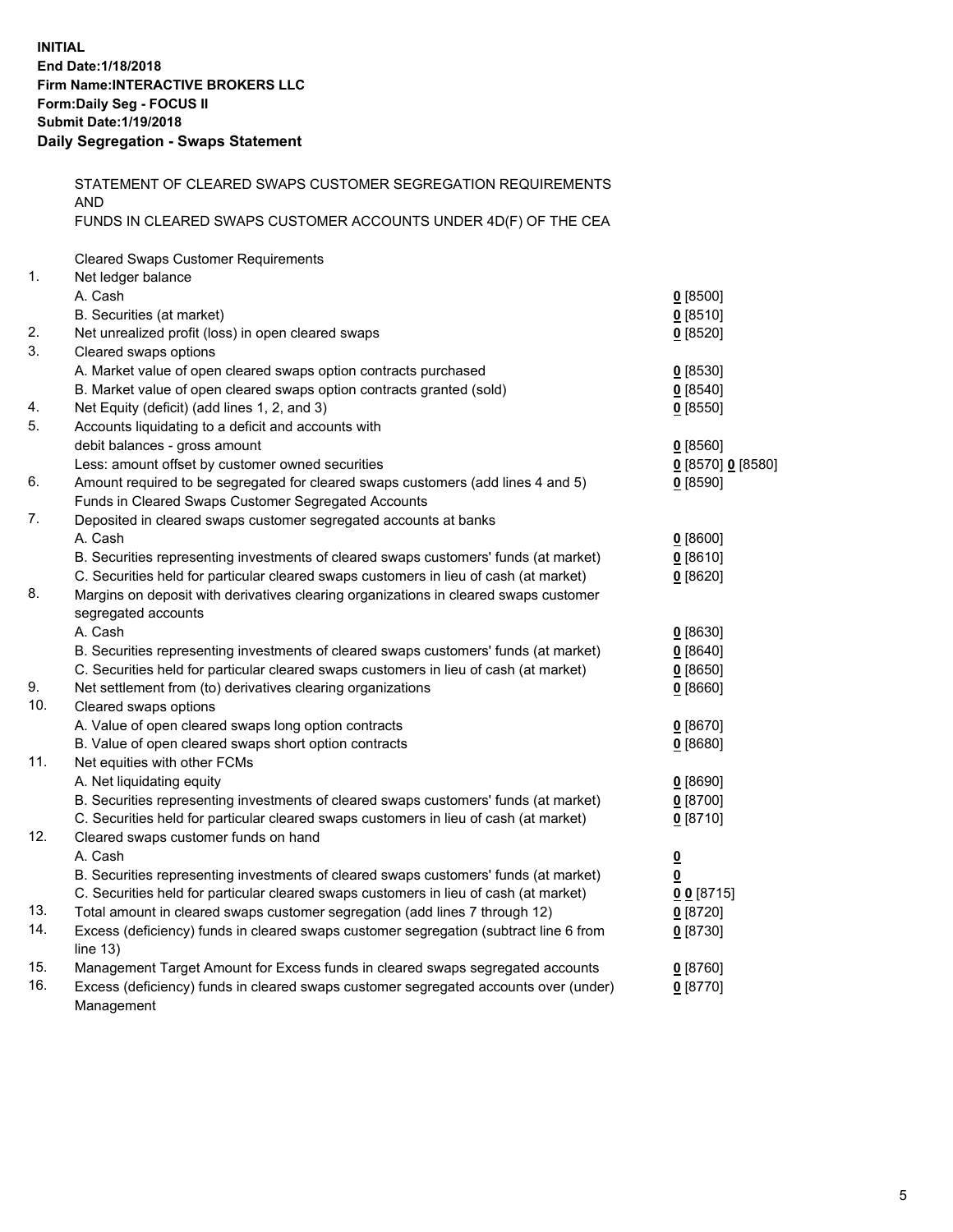**INITIAL**
**End Date:1/18/2018**
**Firm Name:INTERACTIVE BROKERS LLC**
**Form:Daily Seg - FOCUS II**
**Submit Date:1/19/2018**
**Daily Segregation - Swaps Statement**

STATEMENT OF CLEARED SWAPS CUSTOMER SEGREGATION REQUIREMENTS AND FUNDS IN CLEARED SWAPS CUSTOMER ACCOUNTS UNDER 4D(F) OF THE CEA

| | | |
|---|---|---|
| | Cleared Swaps Customer Requirements | |
| 1. | Net ledger balance | |
| | A. Cash | 0 [8500] |
| | B. Securities (at market) | 0 [8510] |
| 2. | Net unrealized profit (loss) in open cleared swaps | 0 [8520] |
| 3. | Cleared swaps options | |
| | A. Market value of open cleared swaps option contracts purchased | 0 [8530] |
| | B. Market value of open cleared swaps option contracts granted (sold) | 0 [8540] |
| 4. | Net Equity (deficit) (add lines 1, 2, and 3) | 0 [8550] |
| 5. | Accounts liquidating to a deficit and accounts with debit balances - gross amount | 0 [8560] |
| | Less: amount offset by customer owned securities | 0 [8570] 0 [8580] |
| 6. | Amount required to be segregated for cleared swaps customers (add lines 4 and 5) | 0 [8590] |
| | Funds in Cleared Swaps Customer Segregated Accounts | |
| 7. | Deposited in cleared swaps customer segregated accounts at banks | |
| | A. Cash | 0 [8600] |
| | B. Securities representing investments of cleared swaps customers' funds (at market) | 0 [8610] |
| | C. Securities held for particular cleared swaps customers in lieu of cash (at market) | 0 [8620] |
| 8. | Margins on deposit with derivatives clearing organizations in cleared swaps customer segregated accounts | |
| | A. Cash | 0 [8630] |
| | B. Securities representing investments of cleared swaps customers' funds (at market) | 0 [8640] |
| | C. Securities held for particular cleared swaps customers in lieu of cash (at market) | 0 [8650] |
| 9. | Net settlement from (to) derivatives clearing organizations | 0 [8660] |
| 10. | Cleared swaps options | |
| | A. Value of open cleared swaps long option contracts | 0 [8670] |
| | B. Value of open cleared swaps short option contracts | 0 [8680] |
| 11. | Net equities with other FCMs | |
| | A. Net liquidating equity | 0 [8690] |
| | B. Securities representing investments of cleared swaps customers' funds (at market) | 0 [8700] |
| | C. Securities held for particular cleared swaps customers in lieu of cash (at market) | 0 [8710] |
| 12. | Cleared swaps customer funds on hand | |
| | A. Cash | 0 |
| | B. Securities representing investments of cleared swaps customers' funds (at market) | 0 |
| | C. Securities held for particular cleared swaps customers in lieu of cash (at market) | 0 0 [8715] |
| 13. | Total amount in cleared swaps customer segregation (add lines 7 through 12) | 0 [8720] |
| 14. | Excess (deficiency) funds in cleared swaps customer segregation (subtract line 6 from line 13) | 0 [8730] |
| 15. | Management Target Amount for Excess funds in cleared swaps segregated accounts | 0 [8760] |
| 16. | Excess (deficiency) funds in cleared swaps customer segregated accounts over (under) Management | 0 [8770] |